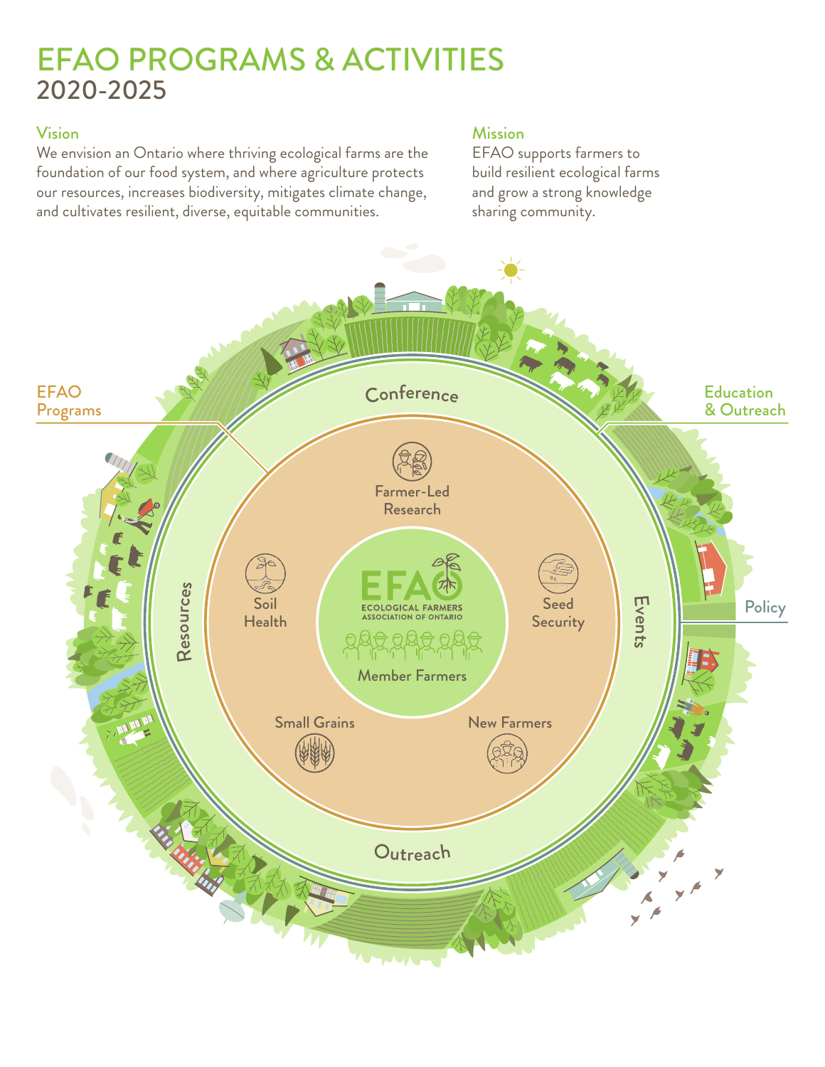# EFAO PROGRAMS & ACTIVITIES

## 2020-2025

### Vision

We envision an Ontario where thriving ecological farms are the foundation of our food system, and where agriculture protects our resources, increases biodiversity, mitigates climate change, and cultivates resilient, diverse, equitable communities.

### Mission

EFAO supports farmers to build resilient ecological farms and grow a strong knowledge sharing community.

EFAO Programs

Education & Outreach

Policy

Conference

Events

Outreach

Resources

Farmer-Led Research

Seed Security

New Farmers

Small Grains

Soil Health

EFAO ECOLOGICAL FARMERS ASSOCIATION OF ONTARIO

Member Farmers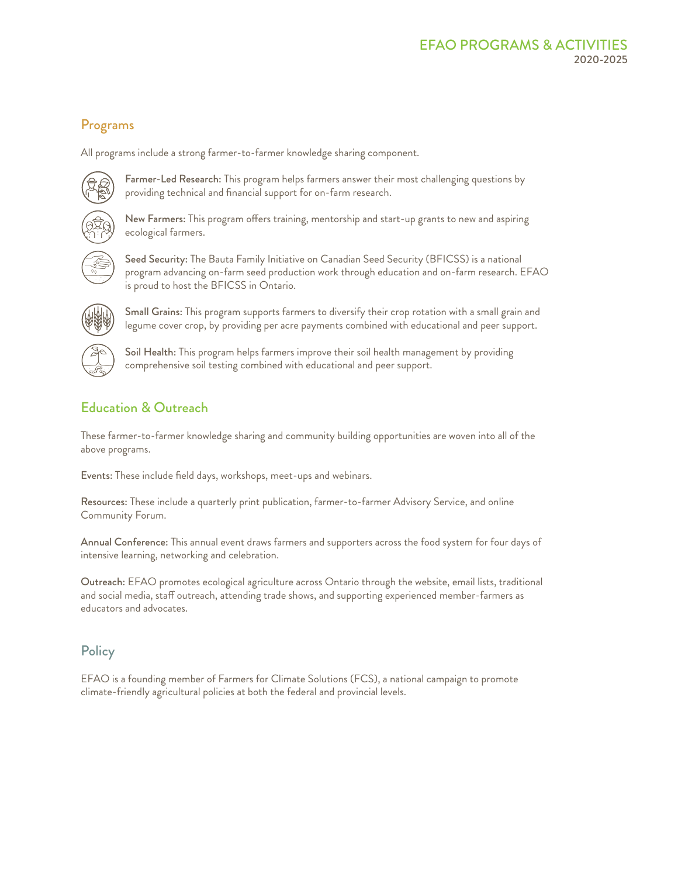# EFAO PROGRAMS & ACTIVITIES
2020-2025

## Programs

All programs include a strong farmer-to-farmer knowledge sharing component.

**Farmer-Led Research:** This program helps farmers answer their most challenging questions by providing technical and financial support for on-farm research.

**New Farmers:** This program offers training, mentorship and start-up grants to new and aspiring ecological farmers.

**Seed Security:** The Bauta Family Initiative on Canadian Seed Security (BFICSS) is a national program advancing on-farm seed production work through education and on-farm research. EFAO is proud to host the BFICSS in Ontario.

**Small Grains:** This program supports farmers to diversify their crop rotation with a small grain and legume cover crop, by providing per acre payments combined with educational and peer support.

**Soil Health:** This program helps farmers improve their soil health management by providing comprehensive soil testing combined with educational and peer support.

## Education & Outreach

These farmer-to-farmer knowledge sharing and community building opportunities are woven into all of the above programs.

**Events:** These include field days, workshops, meet-ups and webinars.

**Resources:** These include a quarterly print publication, farmer-to-farmer Advisory Service, and online Community Forum.

**Annual Conference:** This annual event draws farmers and supporters across the food system for four days of intensive learning, networking and celebration.

**Outreach:** EFAO promotes ecological agriculture across Ontario through the website, email lists, traditional and social media, staff outreach, attending trade shows, and supporting experienced member-farmers as educators and advocates.

## Policy

EFAO is a founding member of Farmers for Climate Solutions (FCS), a national campaign to promote climate-friendly agricultural policies at both the federal and provincial levels.